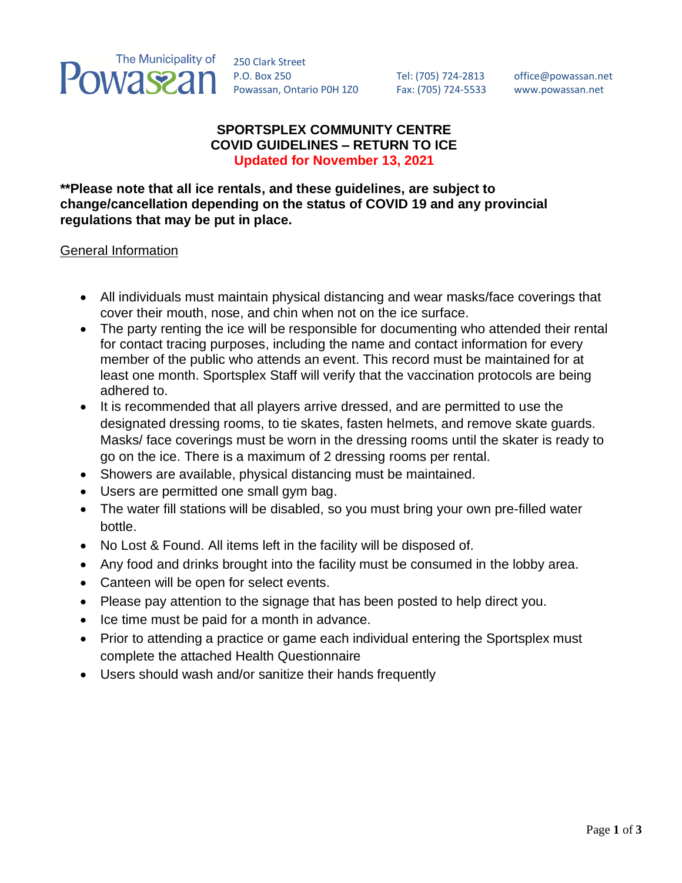The Municipality of Powassan

250 Clark Street
P.O. Box 250
Powassan, Ontario P0H 1Z0

Tel: (705) 724-2813
Fax: (705) 724-5533

office@powassan.net
www.powassan.net

# SPORTSPLEX COMMUNITY CENTRE
# COVID GUIDELINES – RETURN TO ICE
## Updated for November 13, 2021

**\*\*Please note that all ice rentals, and these guidelines, are subject to change/cancellation depending on the status of COVID 19 and any provincial regulations that may be put in place.**

General Information

- All individuals must maintain physical distancing and wear masks/face coverings that cover their mouth, nose, and chin when not on the ice surface.
- The party renting the ice will be responsible for documenting who attended their rental for contact tracing purposes, including the name and contact information for every member of the public who attends an event. This record must be maintained for at least one month. Sportsplex Staff will verify that the vaccination protocols are being adhered to.
- It is recommended that all players arrive dressed, and are permitted to use the designated dressing rooms, to tie skates, fasten helmets, and remove skate guards. Masks/ face coverings must be worn in the dressing rooms until the skater is ready to go on the ice. There is a maximum of 2 dressing rooms per rental.
- Showers are available, physical distancing must be maintained.
- Users are permitted one small gym bag.
- The water fill stations will be disabled, so you must bring your own pre-filled water bottle.
- No Lost & Found. All items left in the facility will be disposed of.
- Any food and drinks brought into the facility must be consumed in the lobby area.
- Canteen will be open for select events.
- Please pay attention to the signage that has been posted to help direct you.
- Ice time must be paid for a month in advance.
- Prior to attending a practice or game each individual entering the Sportsplex must complete the attached Health Questionnaire
- Users should wash and/or sanitize their hands frequently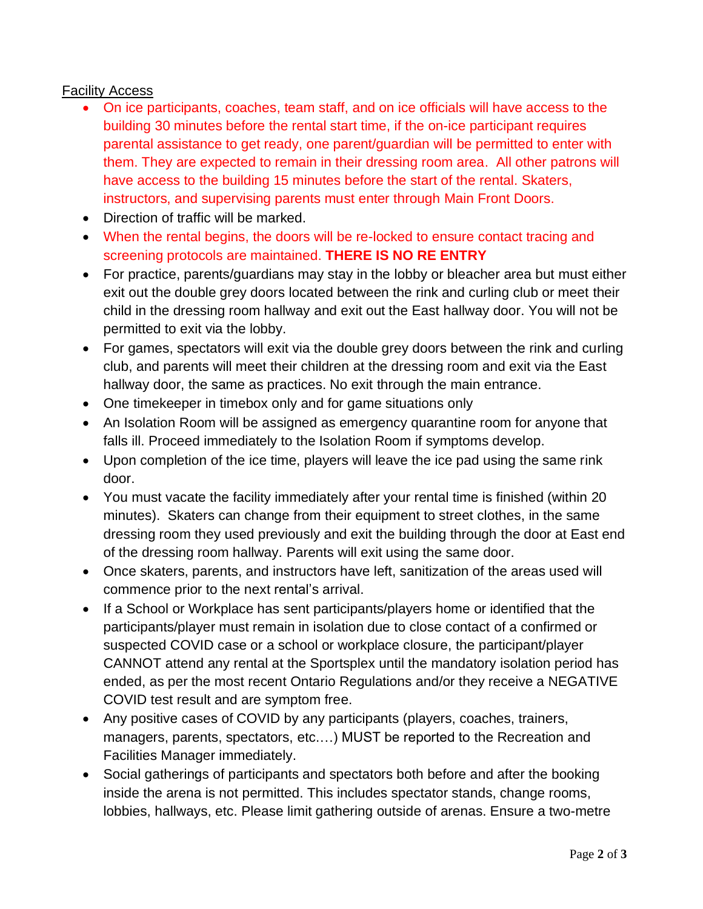Facility Access

- On ice participants, coaches, team staff, and on ice officials will have access to the building 30 minutes before the rental start time, if the on-ice participant requires parental assistance to get ready, one parent/guardian will be permitted to enter with them. They are expected to remain in their dressing room area. All other patrons will have access to the building 15 minutes before the start of the rental. Skaters, instructors, and supervising parents must enter through Main Front Doors.
- Direction of traffic will be marked.
- When the rental begins, the doors will be re-locked to ensure contact tracing and screening protocols are maintained. **THERE IS NO RE ENTRY**
- For practice, parents/guardians may stay in the lobby or bleacher area but must either exit out the double grey doors located between the rink and curling club or meet their child in the dressing room hallway and exit out the East hallway door. You will not be permitted to exit via the lobby.
- For games, spectators will exit via the double grey doors between the rink and curling club, and parents will meet their children at the dressing room and exit via the East hallway door, the same as practices. No exit through the main entrance.
- One timekeeper in timebox only and for game situations only
- An Isolation Room will be assigned as emergency quarantine room for anyone that falls ill. Proceed immediately to the Isolation Room if symptoms develop.
- Upon completion of the ice time, players will leave the ice pad using the same rink door.
- You must vacate the facility immediately after your rental time is finished (within 20 minutes). Skaters can change from their equipment to street clothes, in the same dressing room they used previously and exit the building through the door at East end of the dressing room hallway. Parents will exit using the same door.
- Once skaters, parents, and instructors have left, sanitization of the areas used will commence prior to the next rental's arrival.
- If a School or Workplace has sent participants/players home or identified that the participants/player must remain in isolation due to close contact of a confirmed or suspected COVID case or a school or workplace closure, the participant/player CANNOT attend any rental at the Sportsplex until the mandatory isolation period has ended, as per the most recent Ontario Regulations and/or they receive a NEGATIVE COVID test result and are symptom free.
- Any positive cases of COVID by any participants (players, coaches, trainers, managers, parents, spectators, etc.…) MUST be reported to the Recreation and Facilities Manager immediately.
- Social gatherings of participants and spectators both before and after the booking inside the arena is not permitted. This includes spectator stands, change rooms, lobbies, hallways, etc. Please limit gathering outside of arenas. Ensure a two-metre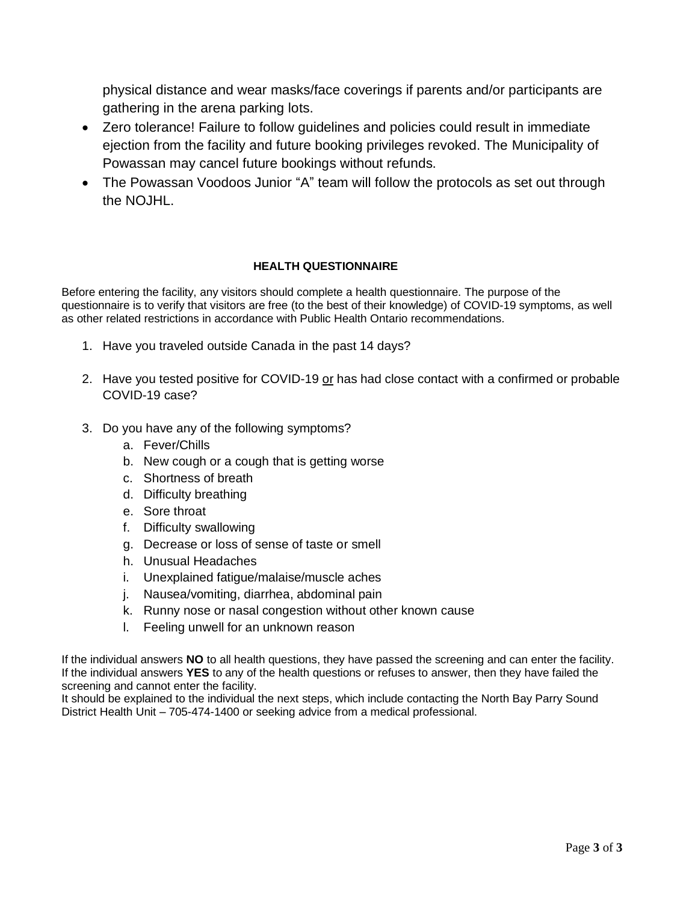physical distance and wear masks/face coverings if parents and/or participants are gathering in the arena parking lots.

- Zero tolerance! Failure to follow guidelines and policies could result in immediate ejection from the facility and future booking privileges revoked. The Municipality of Powassan may cancel future bookings without refunds.
- The Powassan Voodoos Junior "A" team will follow the protocols as set out through the NOJHL.

## HEALTH QUESTIONNAIRE

Before entering the facility, any visitors should complete a health questionnaire. The purpose of the questionnaire is to verify that visitors are free (to the best of their knowledge) of COVID-19 symptoms, as well as other related restrictions in accordance with Public Health Ontario recommendations.

1. Have you traveled outside Canada in the past 14 days?
2. Have you tested positive for COVID-19 <u>or</u> has had close contact with a confirmed or probable COVID-19 case?
3. Do you have any of the following symptoms?
   a. Fever/Chills
   b. New cough or a cough that is getting worse
   c. Shortness of breath
   d. Difficulty breathing
   e. Sore throat
   f. Difficulty swallowing
   g. Decrease or loss of sense of taste or smell
   h. Unusual Headaches
   i. Unexplained fatigue/malaise/muscle aches
   j. Nausea/vomiting, diarrhea, abdominal pain
   k. Runny nose or nasal congestion without other known cause
   l. Feeling unwell for an unknown reason

If the individual answers **NO** to all health questions, they have passed the screening and can enter the facility. If the individual answers **YES** to any of the health questions or refuses to answer, then they have failed the screening and cannot enter the facility.
It should be explained to the individual the next steps, which include contacting the North Bay Parry Sound District Health Unit – 705-474-1400 or seeking advice from a medical professional.